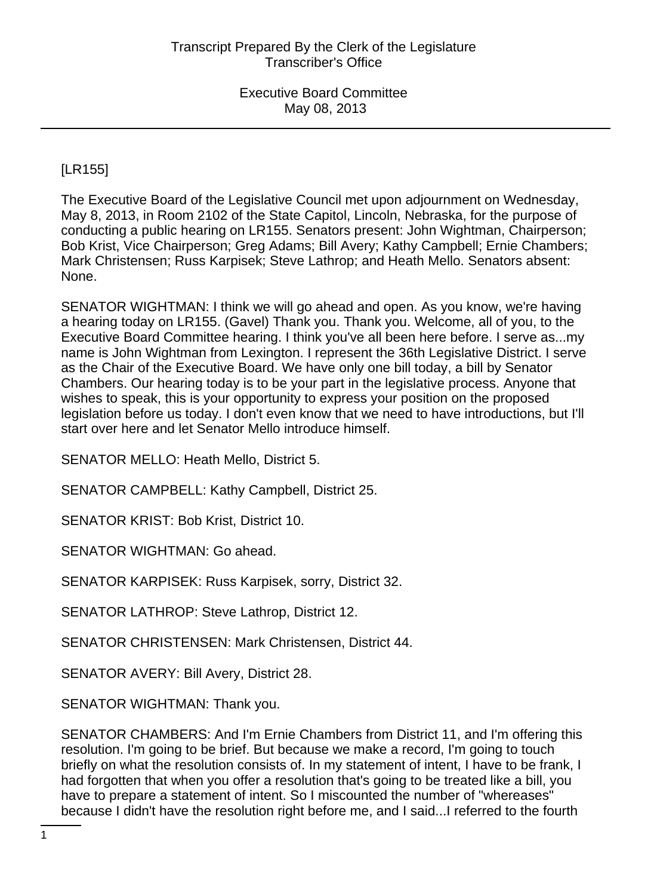[LR155]

The Executive Board of the Legislative Council met upon adjournment on Wednesday, May 8, 2013, in Room 2102 of the State Capitol, Lincoln, Nebraska, for the purpose of conducting a public hearing on LR155. Senators present: John Wightman, Chairperson; Bob Krist, Vice Chairperson; Greg Adams; Bill Avery; Kathy Campbell; Ernie Chambers; Mark Christensen; Russ Karpisek; Steve Lathrop; and Heath Mello. Senators absent: None.

SENATOR WIGHTMAN: I think we will go ahead and open. As you know, we're having a hearing today on LR155. (Gavel) Thank you. Thank you. Welcome, all of you, to the Executive Board Committee hearing. I think you've all been here before. I serve as...my name is John Wightman from Lexington. I represent the 36th Legislative District. I serve as the Chair of the Executive Board. We have only one bill today, a bill by Senator Chambers. Our hearing today is to be your part in the legislative process. Anyone that wishes to speak, this is your opportunity to express your position on the proposed legislation before us today. I don't even know that we need to have introductions, but I'll start over here and let Senator Mello introduce himself.

SENATOR MELLO: Heath Mello, District 5.

SENATOR CAMPBELL: Kathy Campbell, District 25.

SENATOR KRIST: Bob Krist, District 10.

SENATOR WIGHTMAN: Go ahead.

SENATOR KARPISEK: Russ Karpisek, sorry, District 32.

SENATOR LATHROP: Steve Lathrop, District 12.

SENATOR CHRISTENSEN: Mark Christensen, District 44.

SENATOR AVERY: Bill Avery, District 28.

SENATOR WIGHTMAN: Thank you.

SENATOR CHAMBERS: And I'm Ernie Chambers from District 11, and I'm offering this resolution. I'm going to be brief. But because we make a record, I'm going to touch briefly on what the resolution consists of. In my statement of intent, I have to be frank, I had forgotten that when you offer a resolution that's going to be treated like a bill, you have to prepare a statement of intent. So I miscounted the number of "whereases" because I didn't have the resolution right before me, and I said...I referred to the fourth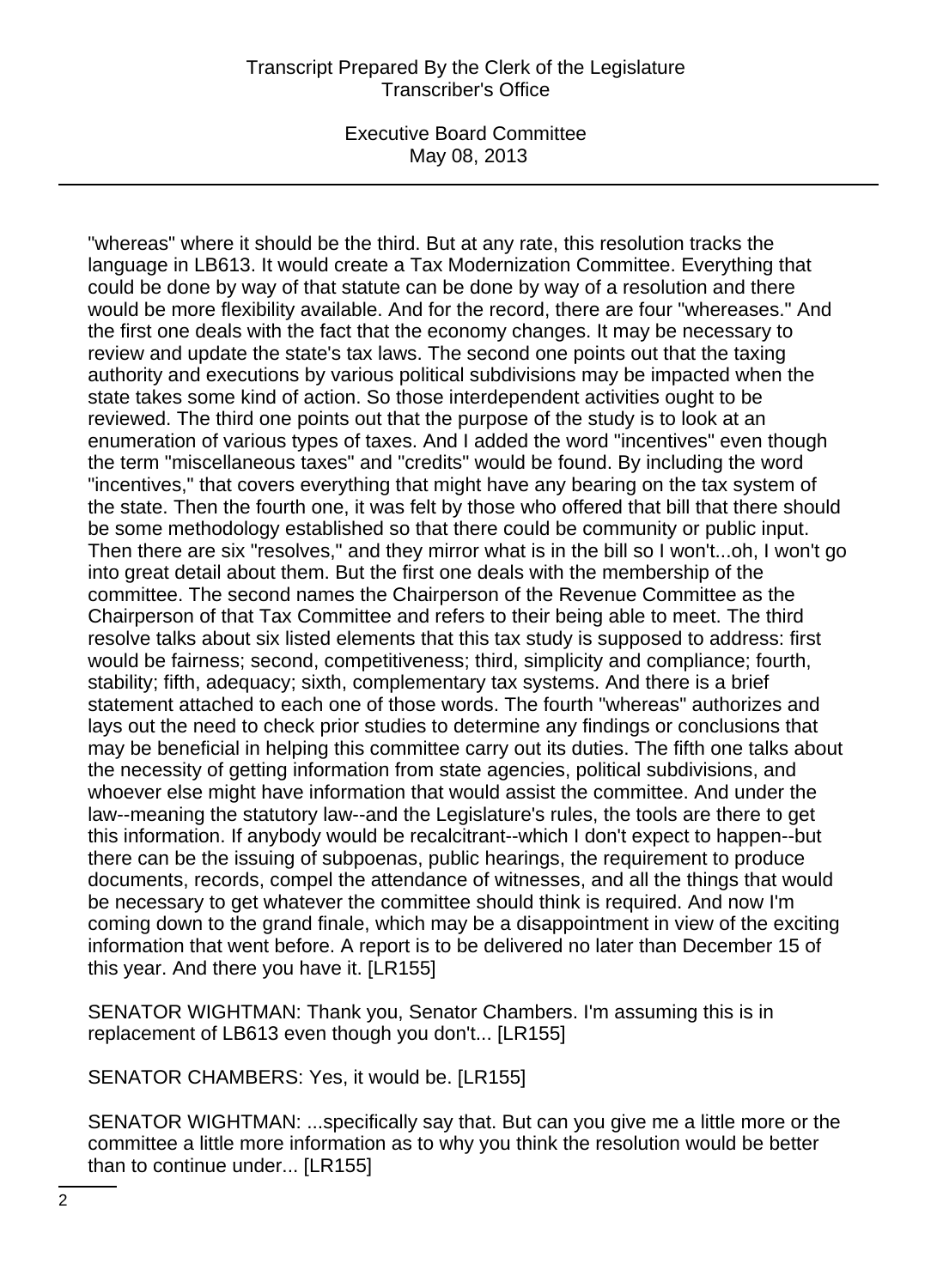"whereas" where it should be the third. But at any rate, this resolution tracks the language in LB613. It would create a Tax Modernization Committee. Everything that could be done by way of that statute can be done by way of a resolution and there would be more flexibility available. And for the record, there are four "whereases." And the first one deals with the fact that the economy changes. It may be necessary to review and update the state's tax laws. The second one points out that the taxing authority and executions by various political subdivisions may be impacted when the state takes some kind of action. So those interdependent activities ought to be reviewed. The third one points out that the purpose of the study is to look at an enumeration of various types of taxes. And I added the word "incentives" even though the term "miscellaneous taxes" and "credits" would be found. By including the word "incentives," that covers everything that might have any bearing on the tax system of the state. Then the fourth one, it was felt by those who offered that bill that there should be some methodology established so that there could be community or public input. Then there are six "resolves," and they mirror what is in the bill so I won't...oh, I won't go into great detail about them. But the first one deals with the membership of the committee. The second names the Chairperson of the Revenue Committee as the Chairperson of that Tax Committee and refers to their being able to meet. The third resolve talks about six listed elements that this tax study is supposed to address: first would be fairness; second, competitiveness; third, simplicity and compliance; fourth, stability; fifth, adequacy; sixth, complementary tax systems. And there is a brief statement attached to each one of those words. The fourth "whereas" authorizes and lays out the need to check prior studies to determine any findings or conclusions that may be beneficial in helping this committee carry out its duties. The fifth one talks about the necessity of getting information from state agencies, political subdivisions, and whoever else might have information that would assist the committee. And under the law--meaning the statutory law--and the Legislature's rules, the tools are there to get this information. If anybody would be recalcitrant--which I don't expect to happen--but there can be the issuing of subpoenas, public hearings, the requirement to produce documents, records, compel the attendance of witnesses, and all the things that would be necessary to get whatever the committee should think is required. And now I'm coming down to the grand finale, which may be a disappointment in view of the exciting information that went before. A report is to be delivered no later than December 15 of this year. And there you have it. [LR155]

SENATOR WIGHTMAN: Thank you, Senator Chambers. I'm assuming this is in replacement of LB613 even though you don't... [LR155]

SENATOR CHAMBERS: Yes, it would be. [LR155]

SENATOR WIGHTMAN: ...specifically say that. But can you give me a little more or the committee a little more information as to why you think the resolution would be better than to continue under... [LR155]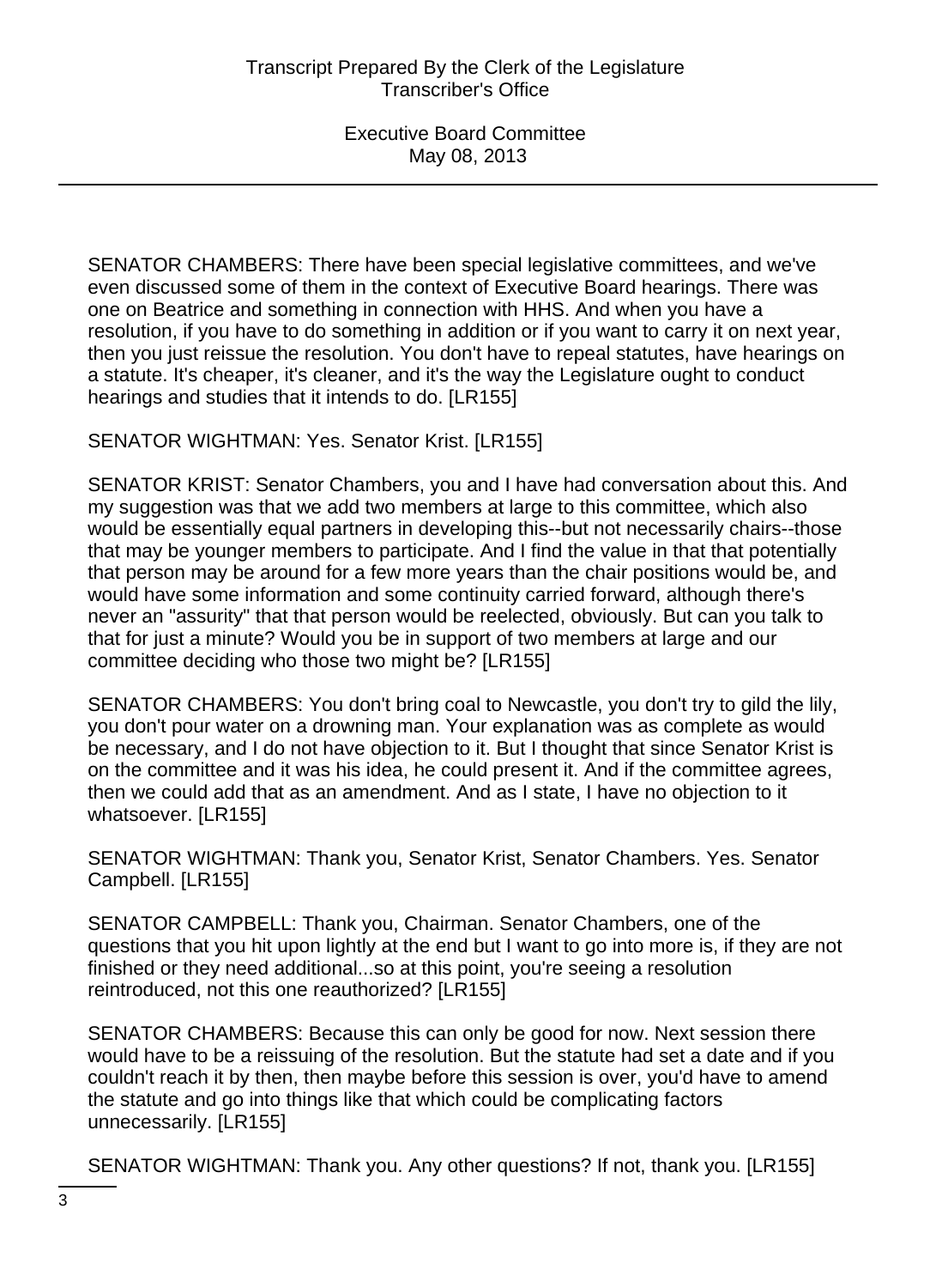SENATOR CHAMBERS: There have been special legislative committees, and we've even discussed some of them in the context of Executive Board hearings. There was one on Beatrice and something in connection with HHS. And when you have a resolution, if you have to do something in addition or if you want to carry it on next year, then you just reissue the resolution. You don't have to repeal statutes, have hearings on a statute. It's cheaper, it's cleaner, and it's the way the Legislature ought to conduct hearings and studies that it intends to do. [LR155]

SENATOR WIGHTMAN: Yes. Senator Krist. [LR155]

SENATOR KRIST: Senator Chambers, you and I have had conversation about this. And my suggestion was that we add two members at large to this committee, which also would be essentially equal partners in developing this--but not necessarily chairs--those that may be younger members to participate. And I find the value in that that potentially that person may be around for a few more years than the chair positions would be, and would have some information and some continuity carried forward, although there's never an "assurity" that that person would be reelected, obviously. But can you talk to that for just a minute? Would you be in support of two members at large and our committee deciding who those two might be? [LR155]

SENATOR CHAMBERS: You don't bring coal to Newcastle, you don't try to gild the lily, you don't pour water on a drowning man. Your explanation was as complete as would be necessary, and I do not have objection to it. But I thought that since Senator Krist is on the committee and it was his idea, he could present it. And if the committee agrees, then we could add that as an amendment. And as I state, I have no objection to it whatsoever. [LR155]

SENATOR WIGHTMAN: Thank you, Senator Krist, Senator Chambers. Yes. Senator Campbell. [LR155]

SENATOR CAMPBELL: Thank you, Chairman. Senator Chambers, one of the questions that you hit upon lightly at the end but I want to go into more is, if they are not finished or they need additional...so at this point, you're seeing a resolution reintroduced, not this one reauthorized? [LR155]

SENATOR CHAMBERS: Because this can only be good for now. Next session there would have to be a reissuing of the resolution. But the statute had set a date and if you couldn't reach it by then, then maybe before this session is over, you'd have to amend the statute and go into things like that which could be complicating factors unnecessarily. [LR155]

SENATOR WIGHTMAN: Thank you. Any other questions? If not, thank you. [LR155]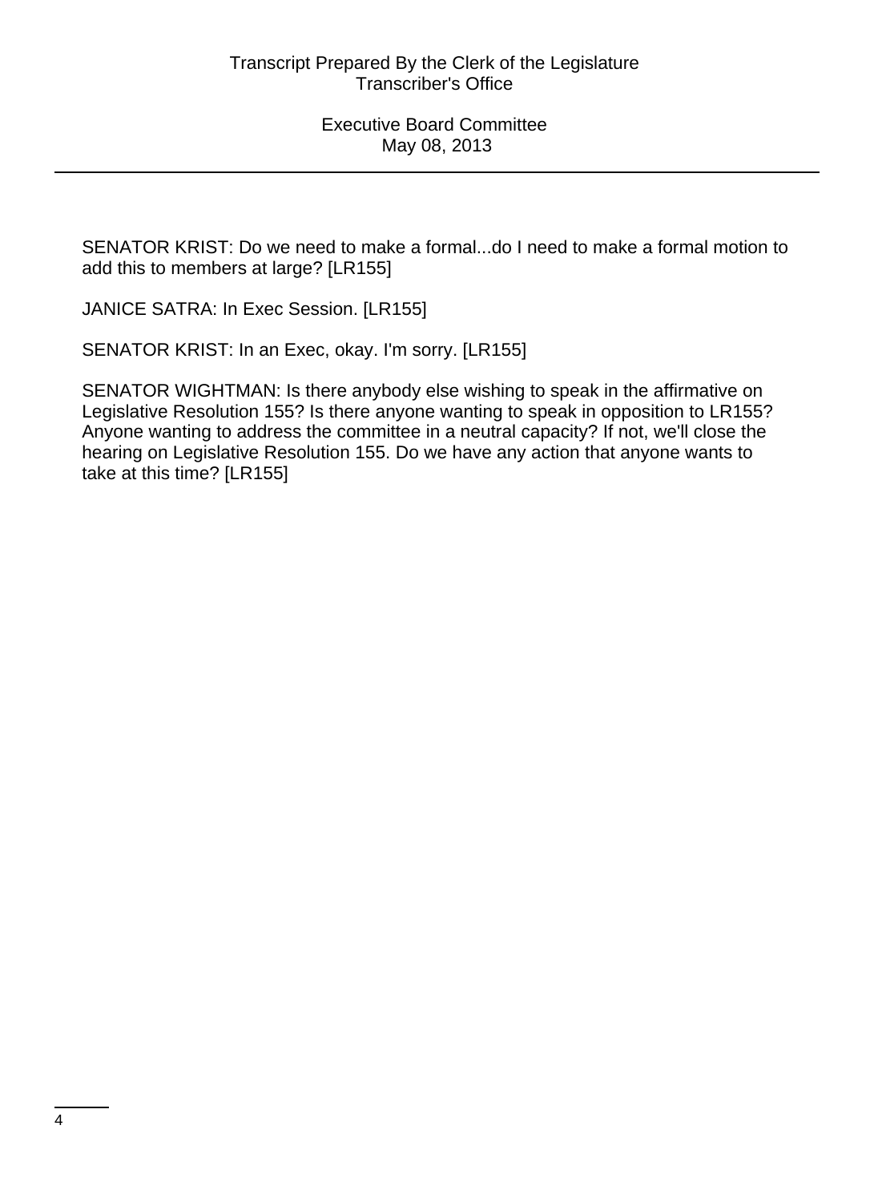SENATOR KRIST: Do we need to make a formal...do I need to make a formal motion to add this to members at large? [LR155]

JANICE SATRA: In Exec Session. [LR155]

SENATOR KRIST: In an Exec, okay. I'm sorry. [LR155]

SENATOR WIGHTMAN: Is there anybody else wishing to speak in the affirmative on Legislative Resolution 155? Is there anyone wanting to speak in opposition to LR155? Anyone wanting to address the committee in a neutral capacity? If not, we'll close the hearing on Legislative Resolution 155. Do we have any action that anyone wants to take at this time? [LR155]